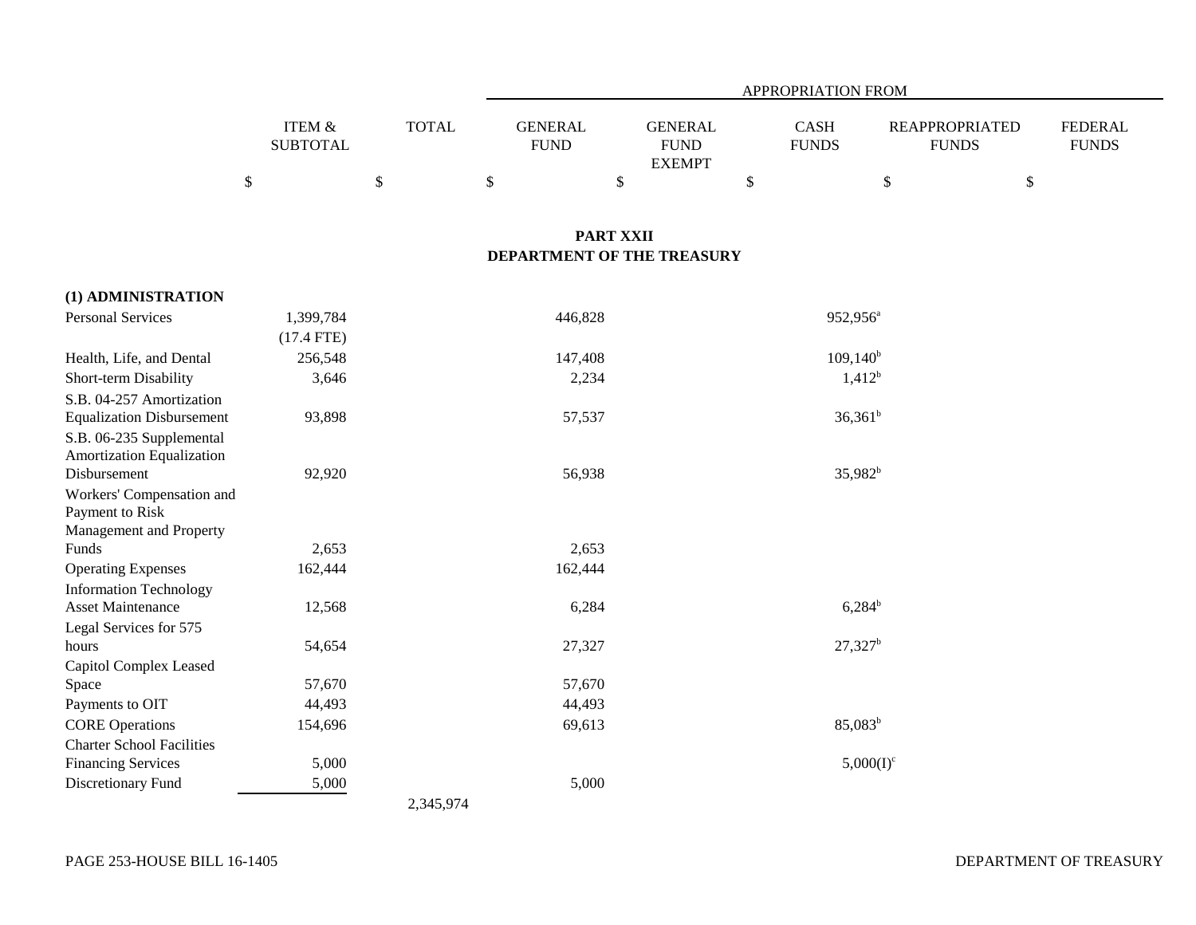| | ITEM & SUBTOTAL | TOTAL | APPROPRIATION FROM GENERAL FUND | GENERAL FUND EXEMPT | CASH FUNDS | REAPPROPRIATED FUNDS | FEDERAL FUNDS |
|---|---|---|---|---|---|---|---|
| | $ | $ | $ | $ | $ | $ | $ |

## PART XXII
## DEPARTMENT OF THE TREASURY

| | ITEM & SUBTOTAL | TOTAL | GENERAL FUND | GENERAL FUND EXEMPT | CASH FUNDS | REAPPROPRIATED FUNDS | FEDERAL FUNDS |
|---|---|---|---|---|---|---|---|
| **(1) ADMINISTRATION** | | | | | | | |
| Personal Services | 1,399,784 (17.4 FTE) | | 446,828 | | 952,956[a] | | |
| Health, Life, and Dental | 256,548 | | 147,408 | | 109,140[b] | | |
| Short-term Disability | 3,646 | | 2,234 | | 1,412[b] | | |
| S.B. 04-257 Amortization Equalization Disbursement | 93,898 | | 57,537 | | 36,361[b] | | |
| S.B. 06-235 Supplemental Amortization Equalization Disbursement | 92,920 | | 56,938 | | 35,982[b] | | |
| Workers' Compensation and Payment to Risk Management and Property Funds | 2,653 | | 2,653 | | | | |
| Operating Expenses | 162,444 | | 162,444 | | | | |
| Information Technology Asset Maintenance | 12,568 | | 6,284 | | 6,284[b] | | |
| Legal Services for 575 hours | 54,654 | | 27,327 | | 27,327[b] | | |
| Capitol Complex Leased Space | 57,670 | | 57,670 | | | | |
| Payments to OIT | 44,493 | | 44,493 | | | | |
| CORE Operations | 154,696 | | 69,613 | | 85,083[b] | | |
| Charter School Facilities Financing Services | 5,000 | | | | 5,000(I)[c] | | |
| Discretionary Fund | 5,000 | | 5,000 | | | | |
| | | 2,345,974 | | | | | |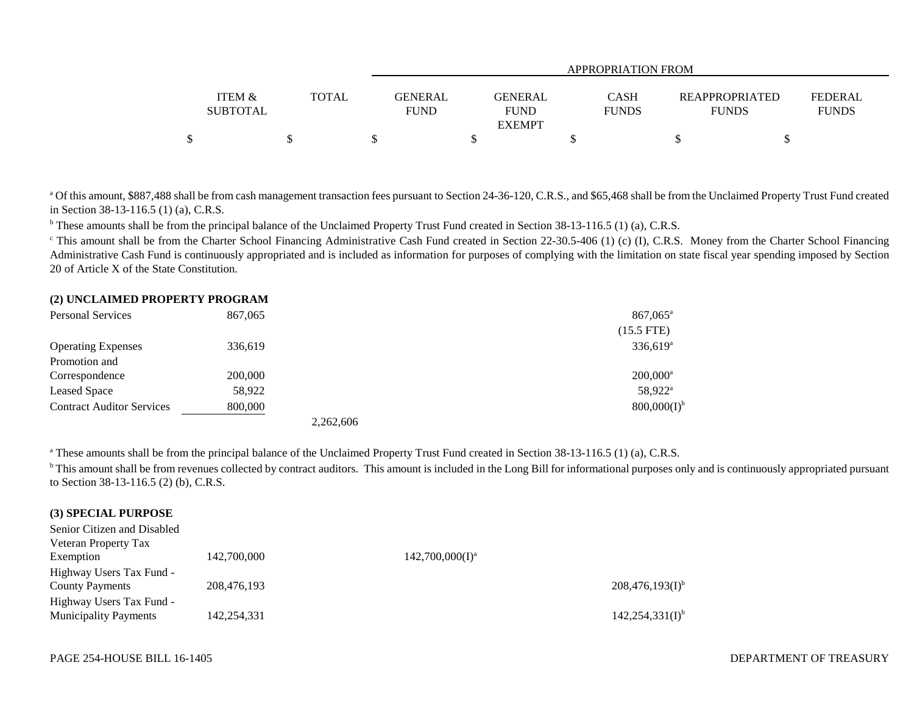| | ITEM & SUBTOTAL | TOTAL | GENERAL FUND | GENERAL FUND EXEMPT | CASH FUNDS | REAPPROPRIATED FUNDS | FEDERAL FUNDS |
|---|---|---|---|---|---|---|---|
| | | | APPROPRIATION FROM | | | | |
| | $ | $ | $ | $ | $ | $ | $ |

[a] Of this amount, $887,488 shall be from cash management transaction fees pursuant to Section 24-36-120, C.R.S., and $65,468 shall be from the Unclaimed Property Trust Fund created in Section 38-13-116.5 (1) (a), C.R.S.

[b] These amounts shall be from the principal balance of the Unclaimed Property Trust Fund created in Section 38-13-116.5 (1) (a), C.R.S.

[c] This amount shall be from the Charter School Financing Administrative Cash Fund created in Section 22-30.5-406 (1) (c) (I), C.R.S. Money from the Charter School Financing Administrative Cash Fund is continuously appropriated and is included as information for purposes of complying with the limitation on state fiscal year spending imposed by Section 20 of Article X of the State Constitution.

**(2) UNCLAIMED PROPERTY PROGRAM**

| | ITEM & SUBTOTAL | TOTAL | GENERAL FUND | GENERAL FUND EXEMPT | CASH FUNDS | REAPPROPRIATED FUNDS | FEDERAL FUNDS |
|---|---|---|---|---|---|---|---|
| Personal Services | 867,065 | | | | 867,065[a] (15.5 FTE) | | |
| Operating Expenses | 336,619 | | | | 336,619[a] | | |
| Promotion and Correspondence | 200,000 | | | | 200,000[a] | | |
| Leased Space | 58,922 | | | | 58,922[a] | | |
| Contract Auditor Services | 800,000 | | | | 800,000(I)[b] | | |
| | | 2,262,606 | | | | | |

[a] These amounts shall be from the principal balance of the Unclaimed Property Trust Fund created in Section 38-13-116.5 (1) (a), C.R.S.

[b] This amount shall be from revenues collected by contract auditors. This amount is included in the Long Bill for informational purposes only and is continuously appropriated pursuant to Section 38-13-116.5 (2) (b), C.R.S.

**(3) SPECIAL PURPOSE**

| | ITEM & SUBTOTAL | TOTAL | GENERAL FUND | GENERAL FUND EXEMPT | CASH FUNDS | REAPPROPRIATED FUNDS | FEDERAL FUNDS |
|---|---|---|---|---|---|---|---|
| Senior Citizen and Disabled Veteran Property Tax Exemption | 142,700,000 | | 142,700,000(I)[a] | | | | |
| Highway Users Tax Fund - County Payments | 208,476,193 | | | | 208,476,193(I)[b] | | |
| Highway Users Tax Fund - Municipality Payments | 142,254,331 | | | | 142,254,331(I)[b] | | |

PAGE 254-HOUSE BILL 16-1405 DEPARTMENT OF TREASURY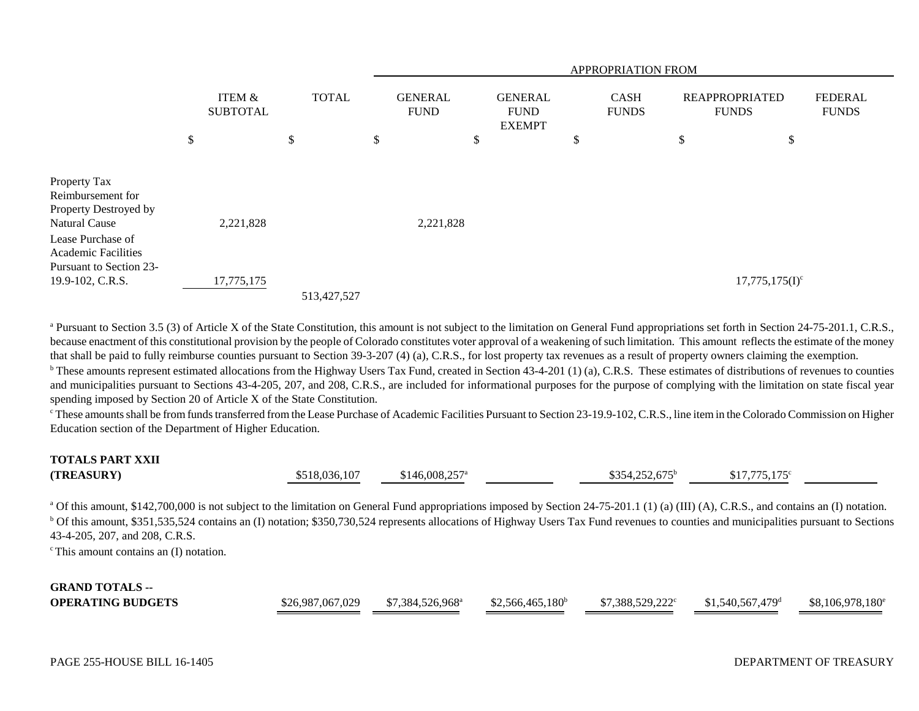| | ITEM & SUBTOTAL | TOTAL | APPROPRIATION FROM GENERAL FUND | GENERAL FUND EXEMPT | CASH FUNDS | REAPPROPRIATED FUNDS | FEDERAL FUNDS |
|---|---|---|---|---|---|---|---|
| | $ | $ | $ | $ | $ | $ | $ |
| Property Tax Reimbursement for Property Destroyed by Natural Cause | 2,221,828 | | 2,221,828 | | | | |
| Lease Purchase of Academic Facilities Pursuant to Section 23-19.9-102, C.R.S. | 17,775,175 | | | | | 17,775,175(I)[c] | |
| | | 513,427,527 | | | | | |

[a] Pursuant to Section 3.5 (3) of Article X of the State Constitution, this amount is not subject to the limitation on General Fund appropriations set forth in Section 24-75-201.1, C.R.S., because enactment of this constitutional provision by the people of Colorado constitutes voter approval of a weakening of such limitation. This amount reflects the estimate of the money that shall be paid to fully reimburse counties pursuant to Section 39-3-207 (4) (a), C.R.S., for lost property tax revenues as a result of property owners claiming the exemption.

[b] These amounts represent estimated allocations from the Highway Users Tax Fund, created in Section 43-4-201 (1) (a), C.R.S. These estimates of distributions of revenues to counties and municipalities pursuant to Sections 43-4-205, 207, and 208, C.R.S., are included for informational purposes for the purpose of complying with the limitation on state fiscal year spending imposed by Section 20 of Article X of the State Constitution.

[c] These amounts shall be from funds transferred from the Lease Purchase of Academic Facilities Pursuant to Section 23-19.9-102, C.R.S., line item in the Colorado Commission on Higher Education section of the Department of Higher Education.

| | TOTAL | GENERAL FUND | GENERAL FUND EXEMPT | CASH FUNDS | REAPPROPRIATED FUNDS | FEDERAL FUNDS |
|---|---|---|---|---|---|---|
| **TOTALS PART XXII (TREASURY)** | $518,036,107 | $146,008,257[a] | | $354,252,675[b] | $17,775,175[c] | |

[a] Of this amount, $142,700,000 is not subject to the limitation on General Fund appropriations imposed by Section 24-75-201.1 (1) (a) (III) (A), C.R.S., and contains an (I) notation.

[b] Of this amount, $351,535,524 contains an (I) notation; $350,730,524 represents allocations of Highway Users Tax Fund revenues to counties and municipalities pursuant to Sections 43-4-205, 207, and 208, C.R.S.

[c] This amount contains an (I) notation.

| | TOTAL | GENERAL FUND | GENERAL FUND EXEMPT | CASH FUNDS | REAPPROPRIATED FUNDS | FEDERAL FUNDS |
|---|---|---|---|---|---|---|
| **GRAND TOTALS -- OPERATING BUDGETS** | $26,987,067,029 | $7,384,526,968[a] | $2,566,465,180[b] | $7,388,529,222[c] | $1,540,567,479[d] | $8,106,978,180[e] |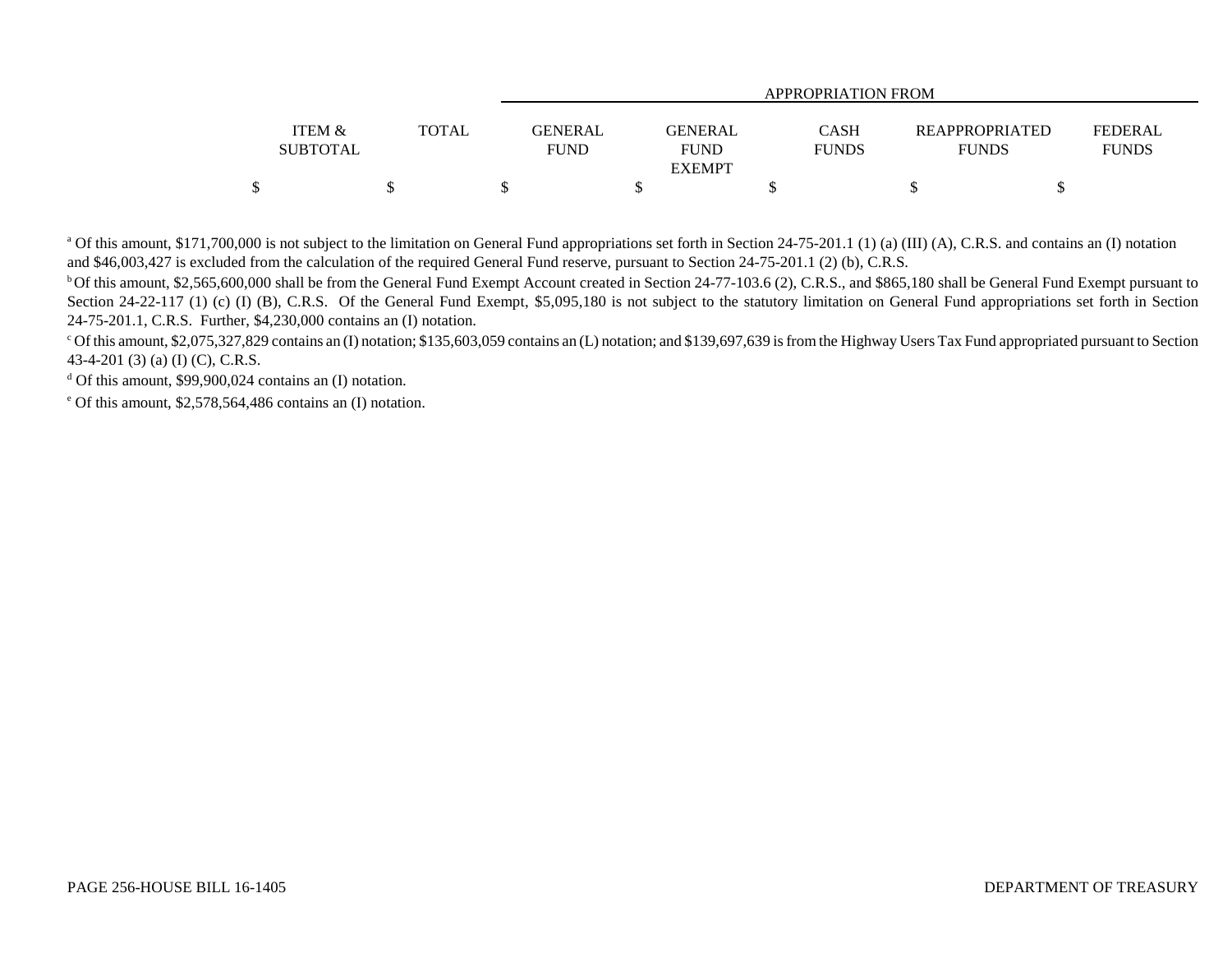| | | | APPROPRIATION FROM | | | | |
|---|---|---|---|---|---|---|---|
| | ITEM & SUBTOTAL | TOTAL | GENERAL FUND | GENERAL FUND EXEMPT | CASH FUNDS | REAPPROPRIATED FUNDS | FEDERAL FUNDS |
| | $ | $ | $ | $ | $ | $ | $ |

[a] Of this amount, $171,700,000 is not subject to the limitation on General Fund appropriations set forth in Section 24-75-201.1 (1) (a) (III) (A), C.R.S. and contains an (I) notation and $46,003,427 is excluded from the calculation of the required General Fund reserve, pursuant to Section 24-75-201.1 (2) (b), C.R.S.

[b] Of this amount, $2,565,600,000 shall be from the General Fund Exempt Account created in Section 24-77-103.6 (2), C.R.S., and $865,180 shall be General Fund Exempt pursuant to Section 24-22-117 (1) (c) (I) (B), C.R.S. Of the General Fund Exempt, $5,095,180 is not subject to the statutory limitation on General Fund appropriations set forth in Section 24-75-201.1, C.R.S. Further, $4,230,000 contains an (I) notation.

[c] Of this amount, $2,075,327,829 contains an (I) notation; $135,603,059 contains an (L) notation; and $139,697,639 is from the Highway Users Tax Fund appropriated pursuant to Section 43-4-201 (3) (a) (I) (C), C.R.S.

[d] Of this amount, $99,900,024 contains an (I) notation.

[e] Of this amount, $2,578,564,486 contains an (I) notation.